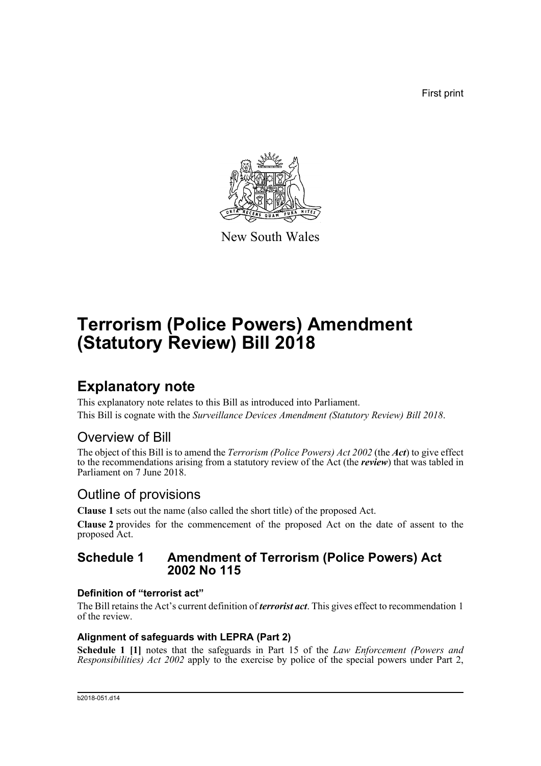First print

New South Wales

# Terrorism (Police Powers) Amendment (Statutory Review) Bill 2018

## Explanatory note

This explanatory note relates to this Bill as introduced into Parliament.

This Bill is cognate with the *Surveillance Devices Amendment (Statutory Review) Bill 2018*.

### Overview of Bill

The object of this Bill is to amend the *Terrorism (Police Powers) Act 2002* (the ***Act***) to give effect to the recommendations arising from a statutory review of the Act (the ***review***) that was tabled in Parliament on 7 June 2018.

### Outline of provisions

**Clause 1** sets out the name (also called the short title) of the proposed Act.

**Clause 2** provides for the commencement of the proposed Act on the date of assent to the proposed Act.

### Schedule 1 Amendment of Terrorism (Police Powers) Act 2002 No 115

#### Definition of "terrorist act"

The Bill retains the Act's current definition of ***terrorist act***. This gives effect to recommendation 1 of the review.

#### Alignment of safeguards with LEPRA (Part 2)

**Schedule 1 [1]** notes that the safeguards in Part 15 of the *Law Enforcement (Powers and Responsibilities) Act 2002* apply to the exercise by police of the special powers under Part 2,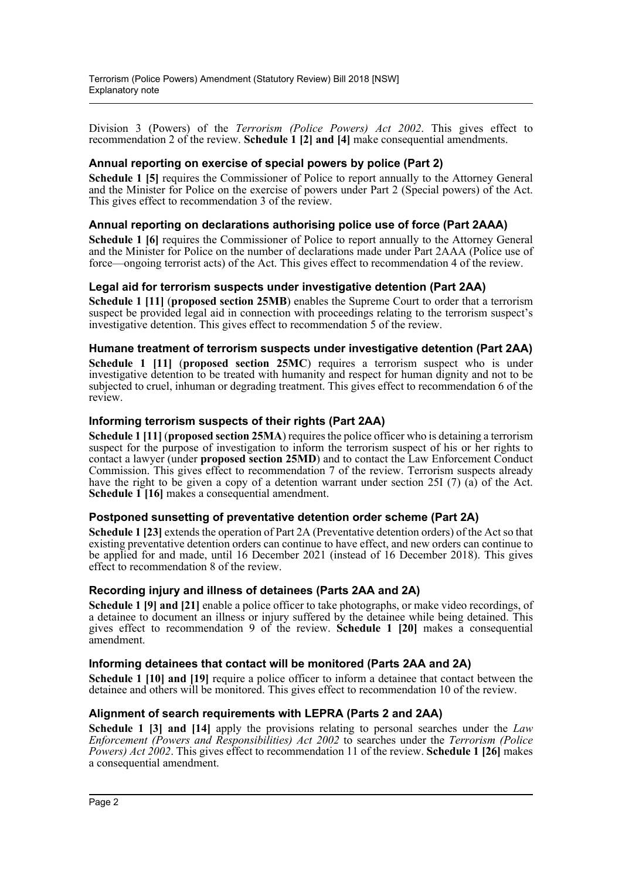Division 3 (Powers) of the *Terrorism (Police Powers) Act 2002*. This gives effect to recommendation 2 of the review. **Schedule 1 [2] and [4]** make consequential amendments.

### Annual reporting on exercise of special powers by police (Part 2)

**Schedule 1 [5]** requires the Commissioner of Police to report annually to the Attorney General and the Minister for Police on the exercise of powers under Part 2 (Special powers) of the Act. This gives effect to recommendation 3 of the review.

### Annual reporting on declarations authorising police use of force (Part 2AAA)

**Schedule 1 [6]** requires the Commissioner of Police to report annually to the Attorney General and the Minister for Police on the number of declarations made under Part 2AAA (Police use of force—ongoing terrorist acts) of the Act. This gives effect to recommendation 4 of the review.

### Legal aid for terrorism suspects under investigative detention (Part 2AA)

**Schedule 1 [11]** (**proposed section 25MB**) enables the Supreme Court to order that a terrorism suspect be provided legal aid in connection with proceedings relating to the terrorism suspect's investigative detention. This gives effect to recommendation 5 of the review.

### Humane treatment of terrorism suspects under investigative detention (Part 2AA)

**Schedule 1 [11]** (**proposed section 25MC**) requires a terrorism suspect who is under investigative detention to be treated with humanity and respect for human dignity and not to be subjected to cruel, inhuman or degrading treatment. This gives effect to recommendation 6 of the review.

### Informing terrorism suspects of their rights (Part 2AA)

**Schedule 1 [11]** (**proposed section 25MA**) requires the police officer who is detaining a terrorism suspect for the purpose of investigation to inform the terrorism suspect of his or her rights to contact a lawyer (under **proposed section 25MD**) and to contact the Law Enforcement Conduct Commission. This gives effect to recommendation 7 of the review. Terrorism suspects already have the right to be given a copy of a detention warrant under section 25I (7) (a) of the Act. **Schedule 1 [16]** makes a consequential amendment.

### Postponed sunsetting of preventative detention order scheme (Part 2A)

**Schedule 1 [23]** extends the operation of Part 2A (Preventative detention orders) of the Act so that existing preventative detention orders can continue to have effect, and new orders can continue to be applied for and made, until 16 December 2021 (instead of 16 December 2018). This gives effect to recommendation 8 of the review.

### Recording injury and illness of detainees (Parts 2AA and 2A)

**Schedule 1 [9] and [21]** enable a police officer to take photographs, or make video recordings, of a detainee to document an illness or injury suffered by the detainee while being detained. This gives effect to recommendation 9 of the review. **Schedule 1 [20]** makes a consequential amendment.

### Informing detainees that contact will be monitored (Parts 2AA and 2A)

**Schedule 1 [10] and [19]** require a police officer to inform a detainee that contact between the detainee and others will be monitored. This gives effect to recommendation 10 of the review.

### Alignment of search requirements with LEPRA (Parts 2 and 2AA)

**Schedule 1 [3] and [14]** apply the provisions relating to personal searches under the *Law Enforcement (Powers and Responsibilities) Act 2002* to searches under the *Terrorism (Police Powers) Act 2002*. This gives effect to recommendation 11 of the review. **Schedule 1 [26]** makes a consequential amendment.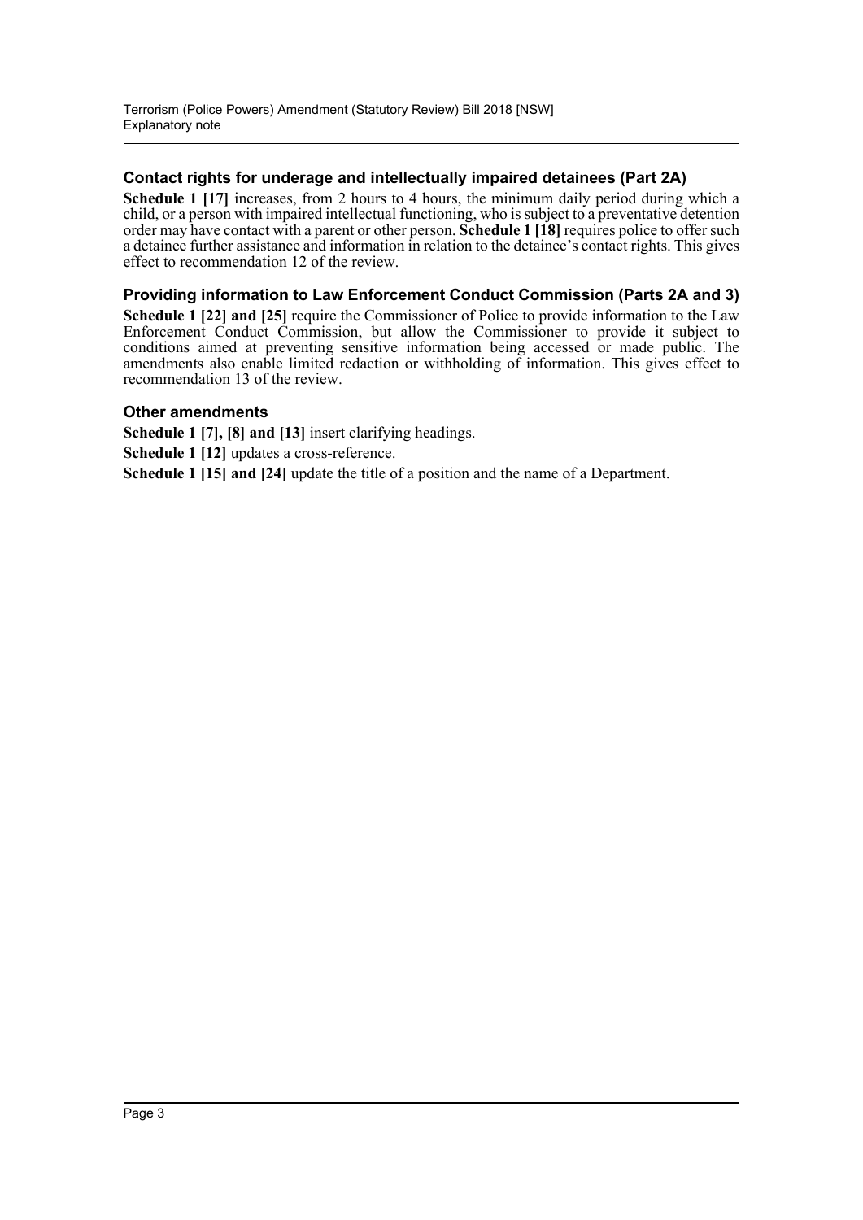### Contact rights for underage and intellectually impaired detainees (Part 2A)

**Schedule 1 [17]** increases, from 2 hours to 4 hours, the minimum daily period during which a child, or a person with impaired intellectual functioning, who is subject to a preventative detention order may have contact with a parent or other person. **Schedule 1 [18]** requires police to offer such a detainee further assistance and information in relation to the detainee's contact rights. This gives effect to recommendation 12 of the review.

### Providing information to Law Enforcement Conduct Commission (Parts 2A and 3)

**Schedule 1 [22] and [25]** require the Commissioner of Police to provide information to the Law Enforcement Conduct Commission, but allow the Commissioner to provide it subject to conditions aimed at preventing sensitive information being accessed or made public. The amendments also enable limited redaction or withholding of information. This gives effect to recommendation 13 of the review.

### Other amendments

**Schedule 1 [7], [8] and [13]** insert clarifying headings.

**Schedule 1 [12]** updates a cross-reference.

**Schedule 1 [15] and [24]** update the title of a position and the name of a Department.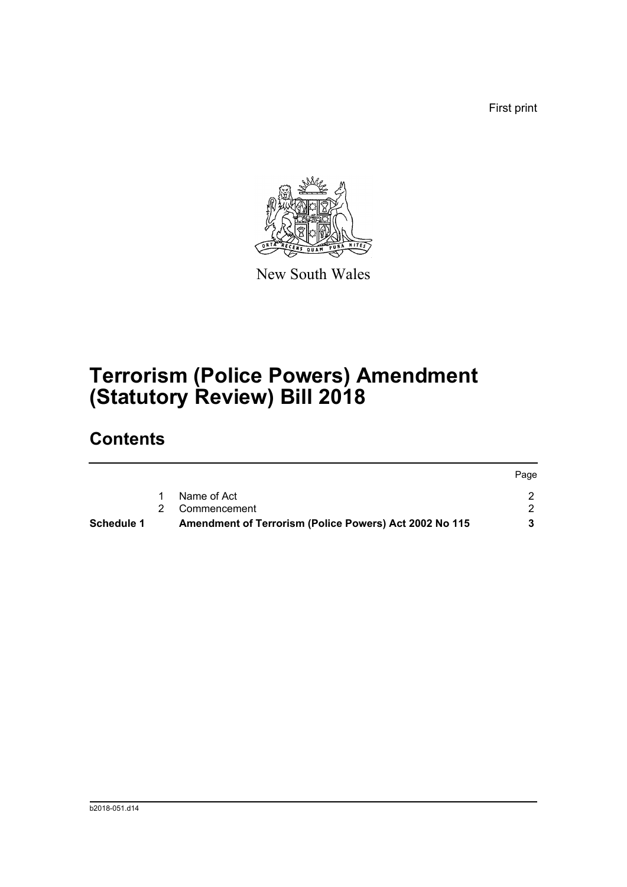First print

New South Wales

# Terrorism (Police Powers) Amendment (Statutory Review) Bill 2018

## Contents

| | | | Page |
|---|---|---|---|
| | 1 | Name of Act | 2 |
| | 2 | Commencement | 2 |
| **Schedule 1** | | **Amendment of Terrorism (Police Powers) Act 2002 No 115** | **3** |

b2018-051.d14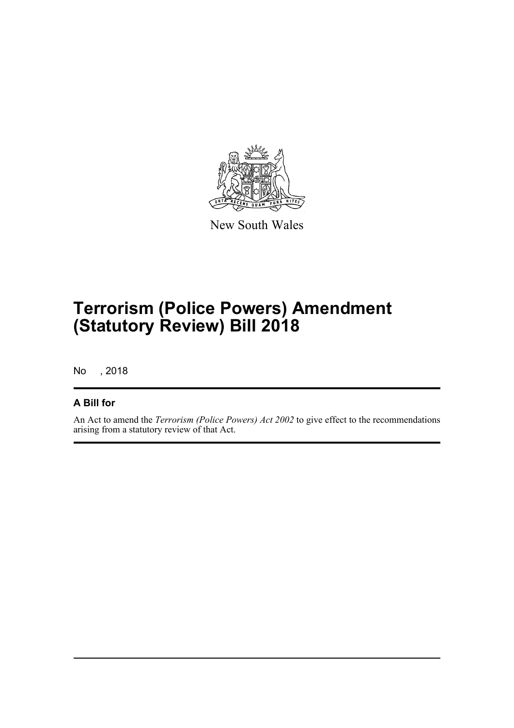New South Wales

# Terrorism (Police Powers) Amendment (Statutory Review) Bill 2018

No , 2018

## A Bill for

An Act to amend the *Terrorism (Police Powers) Act 2002* to give effect to the recommendations arising from a statutory review of that Act.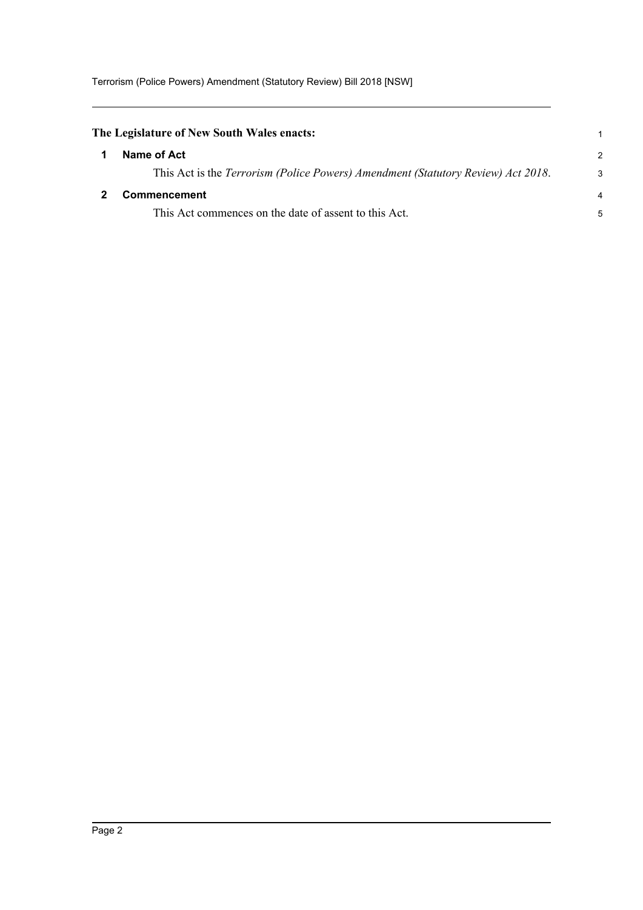**The Legislature of New South Wales enacts:**

## 1 Name of Act

This Act is the *Terrorism (Police Powers) Amendment (Statutory Review) Act 2018*.

## 2 Commencement

This Act commences on the date of assent to this Act.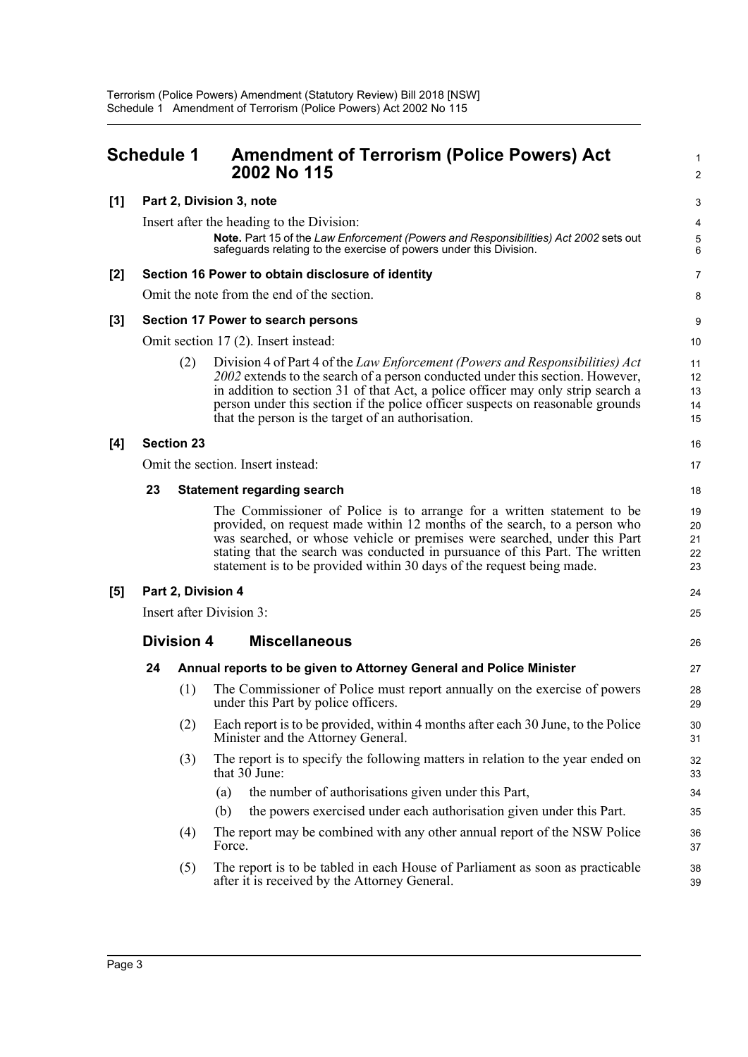# Schedule 1 Amendment of Terrorism (Police Powers) Act 2002 No 115

**[1] Part 2, Division 3, note**

Insert after the heading to the Division:

> **Note.** Part 15 of the *Law Enforcement (Powers and Responsibilities) Act 2002* sets out safeguards relating to the exercise of powers under this Division.

**[2] Section 16 Power to obtain disclosure of identity**

Omit the note from the end of the section.

**[3] Section 17 Power to search persons**

Omit section 17 (2). Insert instead:

(2) Division 4 of Part 4 of the *Law Enforcement (Powers and Responsibilities) Act 2002* extends to the search of a person conducted under this section. However, in addition to section 31 of that Act, a police officer may only strip search a person under this section if the police officer suspects on reasonable grounds that the person is the target of an authorisation.

**[4] Section 23**

Omit the section. Insert instead:

**23 Statement regarding search**

The Commissioner of Police is to arrange for a written statement to be provided, on request made within 12 months of the search, to a person who was searched, or whose vehicle or premises were searched, under this Part stating that the search was conducted in pursuance of this Part. The written statement is to be provided within 30 days of the request being made.

**[5] Part 2, Division 4**

Insert after Division 3:

## Division 4 Miscellaneous

**24 Annual reports to be given to Attorney General and Police Minister**

(1) The Commissioner of Police must report annually on the exercise of powers under this Part by police officers.

(2) Each report is to be provided, within 4 months after each 30 June, to the Police Minister and the Attorney General.

(3) The report is to specify the following matters in relation to the year ended on that 30 June:

(a) the number of authorisations given under this Part,

(b) the powers exercised under each authorisation given under this Part.

(4) The report may be combined with any other annual report of the NSW Police Force.

(5) The report is to be tabled in each House of Parliament as soon as practicable after it is received by the Attorney General.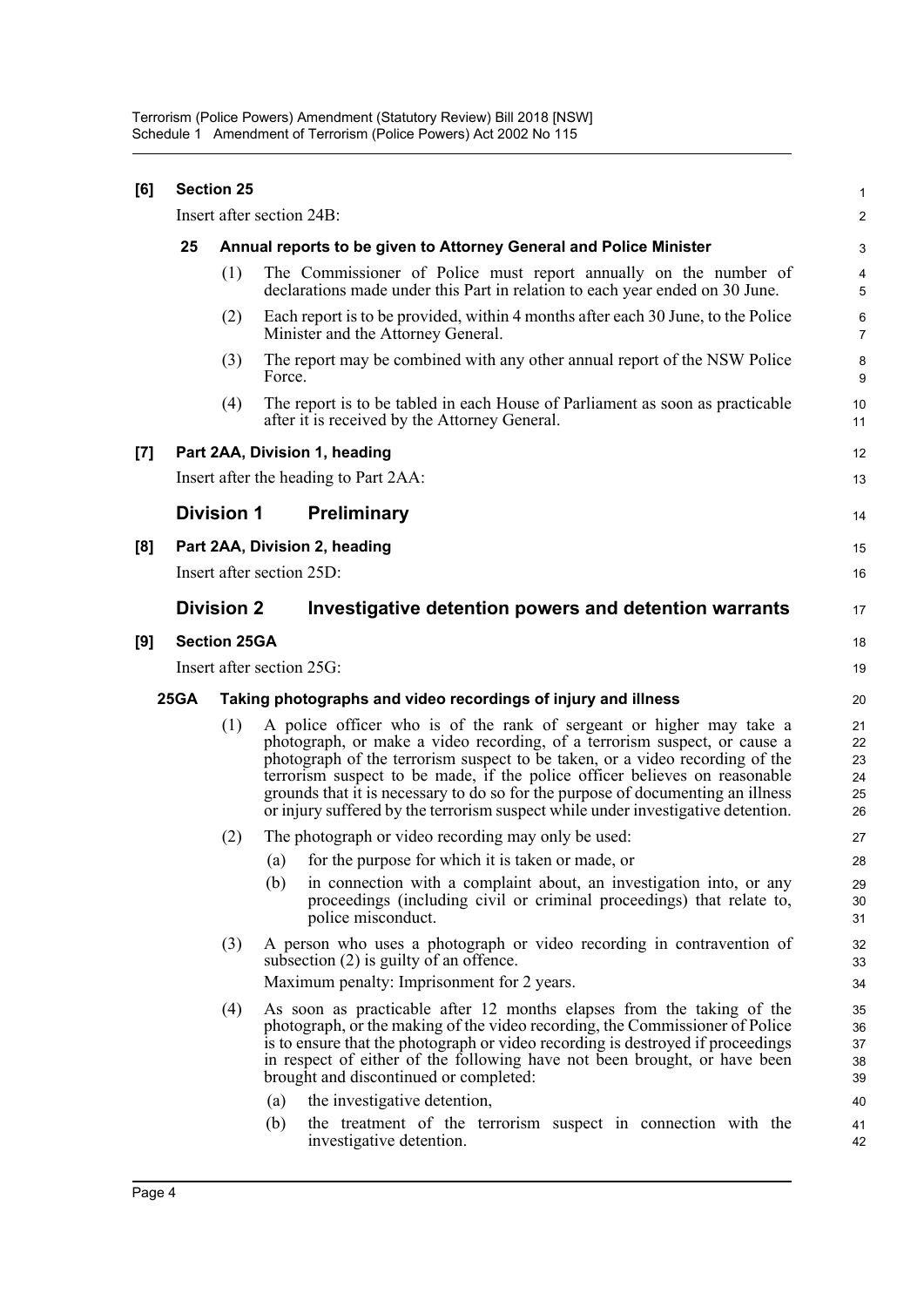**[6] Section 25**

Insert after section 24B:

**25 Annual reports to be given to Attorney General and Police Minister**

(1) The Commissioner of Police must report annually on the number of declarations made under this Part in relation to each year ended on 30 June.

(2) Each report is to be provided, within 4 months after each 30 June, to the Police Minister and the Attorney General.

(3) The report may be combined with any other annual report of the NSW Police Force.

(4) The report is to be tabled in each House of Parliament as soon as practicable after it is received by the Attorney General.

**[7] Part 2AA, Division 1, heading**

Insert after the heading to Part 2AA:

## Division 1 Preliminary

**[8] Part 2AA, Division 2, heading**

Insert after section 25D:

## Division 2 Investigative detention powers and detention warrants

**[9] Section 25GA**

Insert after section 25G:

**25GA Taking photographs and video recordings of injury and illness**

(1) A police officer who is of the rank of sergeant or higher may take a photograph, or make a video recording, of a terrorism suspect, or cause a photograph of the terrorism suspect to be taken, or a video recording of the terrorism suspect to be made, if the police officer believes on reasonable grounds that it is necessary to do so for the purpose of documenting an illness or injury suffered by the terrorism suspect while under investigative detention.

(2) The photograph or video recording may only be used:

(a) for the purpose for which it is taken or made, or

(b) in connection with a complaint about, an investigation into, or any proceedings (including civil or criminal proceedings) that relate to, police misconduct.

(3) A person who uses a photograph or video recording in contravention of subsection (2) is guilty of an offence.

Maximum penalty: Imprisonment for 2 years.

(4) As soon as practicable after 12 months elapses from the taking of the photograph, or the making of the video recording, the Commissioner of Police is to ensure that the photograph or video recording is destroyed if proceedings in respect of either of the following have not been brought, or have been brought and discontinued or completed:

(a) the investigative detention,

(b) the treatment of the terrorism suspect in connection with the investigative detention.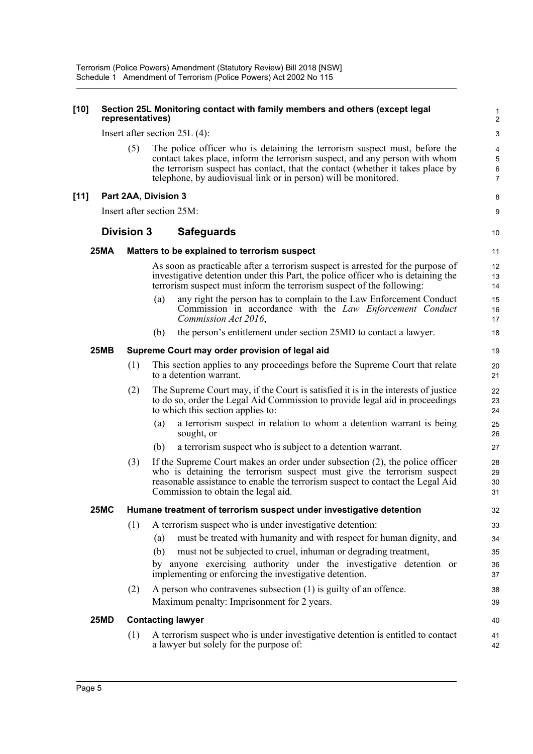**[10] Section 25L Monitoring contact with family members and others (except legal representatives)**

Insert after section 25L (4):

(5) The police officer who is detaining the terrorism suspect must, before the contact takes place, inform the terrorism suspect, and any person with whom the terrorism suspect has contact, that the contact (whether it takes place by telephone, by audiovisual link or in person) will be monitored.

**[11] Part 2AA, Division 3**

Insert after section 25M:

## Division 3 Safeguards

### 25MA Matters to be explained to terrorism suspect

As soon as practicable after a terrorism suspect is arrested for the purpose of investigative detention under this Part, the police officer who is detaining the terrorism suspect must inform the terrorism suspect of the following:

(a) any right the person has to complain to the Law Enforcement Conduct Commission in accordance with the *Law Enforcement Conduct Commission Act 2016*,

(b) the person's entitlement under section 25MD to contact a lawyer.

### 25MB Supreme Court may order provision of legal aid

(1) This section applies to any proceedings before the Supreme Court that relate to a detention warrant.

(2) The Supreme Court may, if the Court is satisfied it is in the interests of justice to do so, order the Legal Aid Commission to provide legal aid in proceedings to which this section applies to:

(a) a terrorism suspect in relation to whom a detention warrant is being sought, or

(b) a terrorism suspect who is subject to a detention warrant.

(3) If the Supreme Court makes an order under subsection (2), the police officer who is detaining the terrorism suspect must give the terrorism suspect reasonable assistance to enable the terrorism suspect to contact the Legal Aid Commission to obtain the legal aid.

### 25MC Humane treatment of terrorism suspect under investigative detention

(1) A terrorism suspect who is under investigative detention:

(a) must be treated with humanity and with respect for human dignity, and

(b) must not be subjected to cruel, inhuman or degrading treatment,

by anyone exercising authority under the investigative detention or implementing or enforcing the investigative detention.

(2) A person who contravenes subsection (1) is guilty of an offence.

Maximum penalty: Imprisonment for 2 years.

### 25MD Contacting lawyer

(1) A terrorism suspect who is under investigative detention is entitled to contact a lawyer but solely for the purpose of: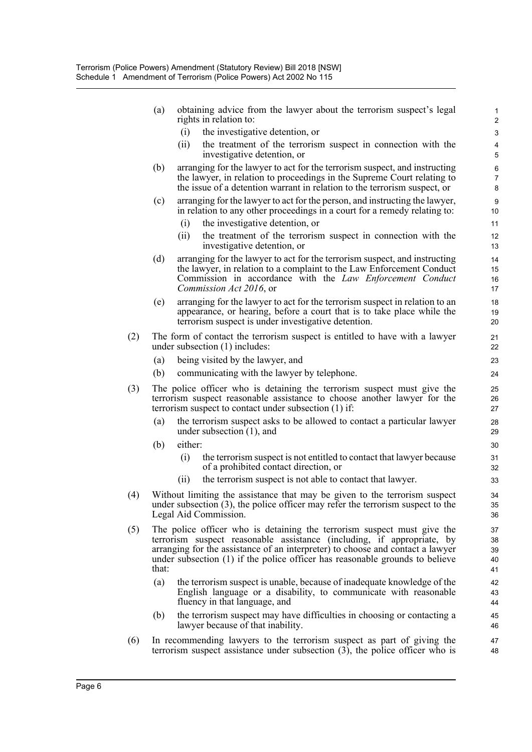(a) obtaining advice from the lawyer about the terrorism suspect's legal rights in relation to:

 (i) the investigative detention, or

 (ii) the treatment of the terrorism suspect in connection with the investigative detention, or

(b) arranging for the lawyer to act for the terrorism suspect, and instructing the lawyer, in relation to proceedings in the Supreme Court relating to the issue of a detention warrant in relation to the terrorism suspect, or

(c) arranging for the lawyer to act for the person, and instructing the lawyer, in relation to any other proceedings in a court for a remedy relating to:

 (i) the investigative detention, or

 (ii) the treatment of the terrorism suspect in connection with the investigative detention, or

(d) arranging for the lawyer to act for the terrorism suspect, and instructing the lawyer, in relation to a complaint to the Law Enforcement Conduct Commission in accordance with the *Law Enforcement Conduct Commission Act 2016*, or

(e) arranging for the lawyer to act for the terrorism suspect in relation to an appearance, or hearing, before a court that is to take place while the terrorism suspect is under investigative detention.

(2) The form of contact the terrorism suspect is entitled to have with a lawyer under subsection (1) includes:

(a) being visited by the lawyer, and

(b) communicating with the lawyer by telephone.

(3) The police officer who is detaining the terrorism suspect must give the terrorism suspect reasonable assistance to choose another lawyer for the terrorism suspect to contact under subsection (1) if:

(a) the terrorism suspect asks to be allowed to contact a particular lawyer under subsection (1), and

(b) either:

 (i) the terrorism suspect is not entitled to contact that lawyer because of a prohibited contact direction, or

 (ii) the terrorism suspect is not able to contact that lawyer.

(4) Without limiting the assistance that may be given to the terrorism suspect under subsection (3), the police officer may refer the terrorism suspect to the Legal Aid Commission.

(5) The police officer who is detaining the terrorism suspect must give the terrorism suspect reasonable assistance (including, if appropriate, by arranging for the assistance of an interpreter) to choose and contact a lawyer under subsection (1) if the police officer has reasonable grounds to believe that:

(a) the terrorism suspect is unable, because of inadequate knowledge of the English language or a disability, to communicate with reasonable fluency in that language, and

(b) the terrorism suspect may have difficulties in choosing or contacting a lawyer because of that inability.

(6) In recommending lawyers to the terrorism suspect as part of giving the terrorism suspect assistance under subsection (3), the police officer who is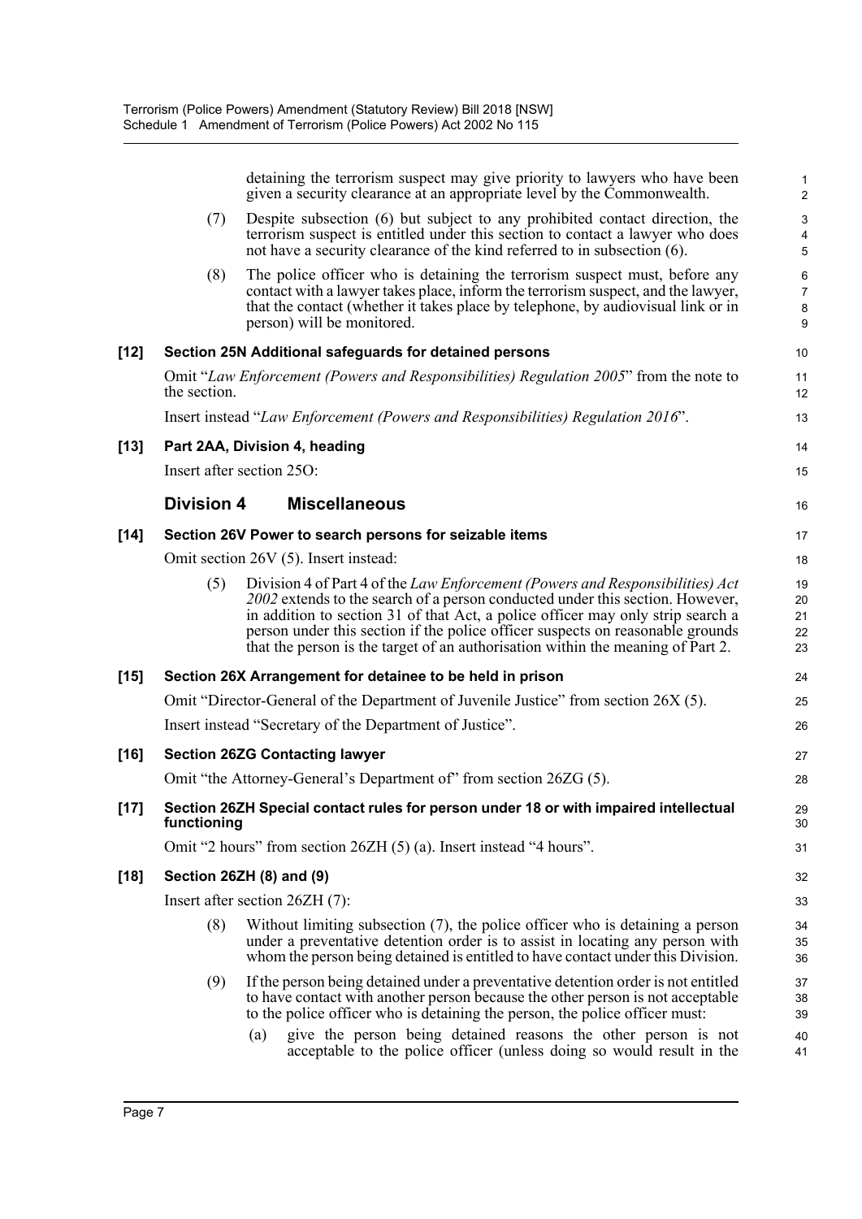detaining the terrorism suspect may give priority to lawyers who have been given a security clearance at an appropriate level by the Commonwealth.

(7) Despite subsection (6) but subject to any prohibited contact direction, the terrorism suspect is entitled under this section to contact a lawyer who does not have a security clearance of the kind referred to in subsection (6).

(8) The police officer who is detaining the terrorism suspect must, before any contact with a lawyer takes place, inform the terrorism suspect, and the lawyer, that the contact (whether it takes place by telephone, by audiovisual link or in person) will be monitored.

**[12] Section 25N Additional safeguards for detained persons**

Omit "*Law Enforcement (Powers and Responsibilities) Regulation 2005*" from the note to the section.

Insert instead "*Law Enforcement (Powers and Responsibilities) Regulation 2016*".

**[13] Part 2AA, Division 4, heading**

Insert after section 25O:

## Division 4 Miscellaneous

**[14] Section 26V Power to search persons for seizable items**

Omit section 26V (5). Insert instead:

(5) Division 4 of Part 4 of the *Law Enforcement (Powers and Responsibilities) Act 2002* extends to the search of a person conducted under this section. However, in addition to section 31 of that Act, a police officer may only strip search a person under this section if the police officer suspects on reasonable grounds that the person is the target of an authorisation within the meaning of Part 2.

**[15] Section 26X Arrangement for detainee to be held in prison**

Omit "Director-General of the Department of Juvenile Justice" from section 26X (5).

Insert instead "Secretary of the Department of Justice".

**[16] Section 26ZG Contacting lawyer**

Omit "the Attorney-General's Department of" from section 26ZG (5).

**[17] Section 26ZH Special contact rules for person under 18 or with impaired intellectual functioning**

Omit "2 hours" from section 26ZH (5) (a). Insert instead "4 hours".

**[18] Section 26ZH (8) and (9)**

Insert after section 26ZH (7):

(8) Without limiting subsection (7), the police officer who is detaining a person under a preventative detention order is to assist in locating any person with whom the person being detained is entitled to have contact under this Division.

(9) If the person being detained under a preventative detention order is not entitled to have contact with another person because the other person is not acceptable to the police officer who is detaining the person, the police officer must:

(a) give the person being detained reasons the other person is not acceptable to the police officer (unless doing so would result in the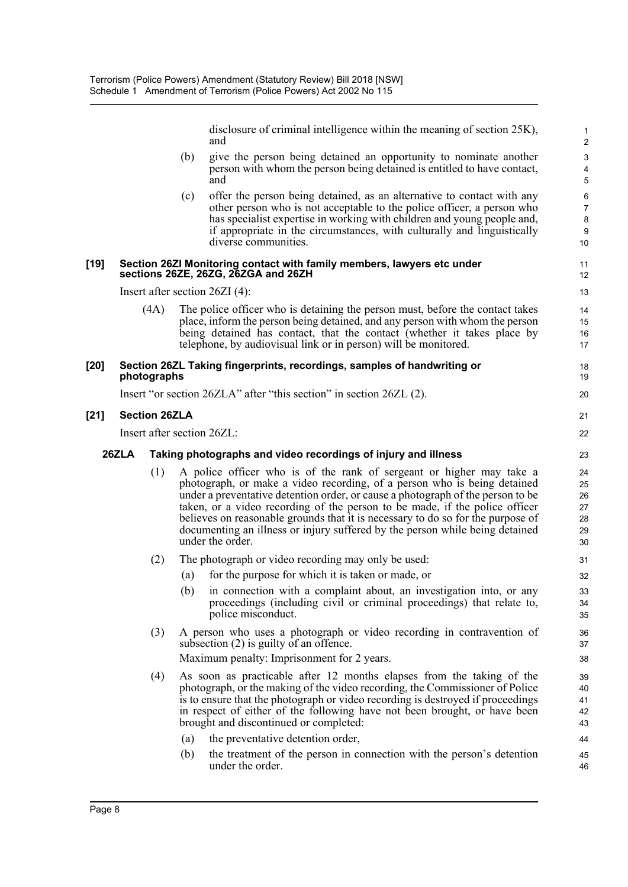disclosure of criminal intelligence within the meaning of section 25K), and

(b) give the person being detained an opportunity to nominate another person with whom the person being detained is entitled to have contact, and

(c) offer the person being detained, as an alternative to contact with any other person who is not acceptable to the police officer, a person who has specialist expertise in working with children and young people and, if appropriate in the circumstances, with culturally and linguistically diverse communities.

**[19] Section 26ZI Monitoring contact with family members, lawyers etc under sections 26ZE, 26ZG, 26ZGA and 26ZH**

Insert after section 26ZI (4):

(4A) The police officer who is detaining the person must, before the contact takes place, inform the person being detained, and any person with whom the person being detained has contact, that the contact (whether it takes place by telephone, by audiovisual link or in person) will be monitored.

**[20] Section 26ZL Taking fingerprints, recordings, samples of handwriting or photographs**

Insert "or section 26ZLA" after "this section" in section 26ZL (2).

**[21] Section 26ZLA**

Insert after section 26ZL:

**26ZLA Taking photographs and video recordings of injury and illness**

(1) A police officer who is of the rank of sergeant or higher may take a photograph, or make a video recording, of a person who is being detained under a preventative detention order, or cause a photograph of the person to be taken, or a video recording of the person to be made, if the police officer believes on reasonable grounds that it is necessary to do so for the purpose of documenting an illness or injury suffered by the person while being detained under the order.

(2) The photograph or video recording may only be used:

(a) for the purpose for which it is taken or made, or

(b) in connection with a complaint about, an investigation into, or any proceedings (including civil or criminal proceedings) that relate to, police misconduct.

(3) A person who uses a photograph or video recording in contravention of subsection (2) is guilty of an offence.

Maximum penalty: Imprisonment for 2 years.

(4) As soon as practicable after 12 months elapses from the taking of the photograph, or the making of the video recording, the Commissioner of Police is to ensure that the photograph or video recording is destroyed if proceedings in respect of either of the following have not been brought, or have been brought and discontinued or completed:

(a) the preventative detention order,

(b) the treatment of the person in connection with the person's detention under the order.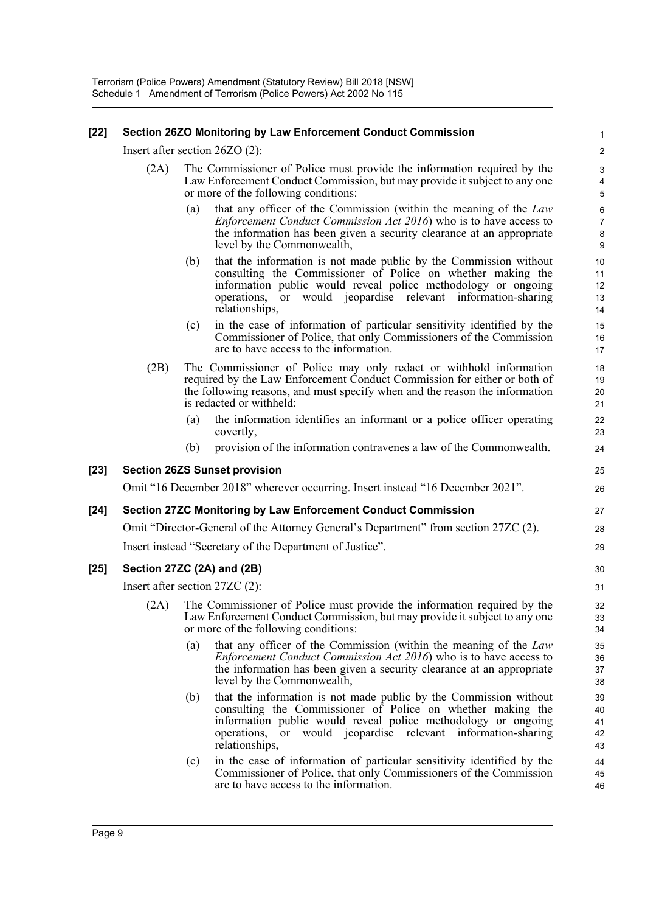**[22] Section 26ZO Monitoring by Law Enforcement Conduct Commission**

Insert after section 26ZO (2):

(2A) The Commissioner of Police must provide the information required by the Law Enforcement Conduct Commission, but may provide it subject to any one or more of the following conditions:

(a) that any officer of the Commission (within the meaning of the *Law Enforcement Conduct Commission Act 2016*) who is to have access to the information has been given a security clearance at an appropriate level by the Commonwealth,

(b) that the information is not made public by the Commission without consulting the Commissioner of Police on whether making the information public would reveal police methodology or ongoing operations, or would jeopardise relevant information-sharing relationships,

(c) in the case of information of particular sensitivity identified by the Commissioner of Police, that only Commissioners of the Commission are to have access to the information.

(2B) The Commissioner of Police may only redact or withhold information required by the Law Enforcement Conduct Commission for either or both of the following reasons, and must specify when and the reason the information is redacted or withheld:

(a) the information identifies an informant or a police officer operating covertly,

(b) provision of the information contravenes a law of the Commonwealth.

**[23] Section 26ZS Sunset provision**

Omit "16 December 2018" wherever occurring. Insert instead "16 December 2021".

**[24] Section 27ZC Monitoring by Law Enforcement Conduct Commission**

Omit "Director-General of the Attorney General's Department" from section 27ZC (2).

Insert instead "Secretary of the Department of Justice".

**[25] Section 27ZC (2A) and (2B)**

Insert after section 27ZC (2):

(2A) The Commissioner of Police must provide the information required by the Law Enforcement Conduct Commission, but may provide it subject to any one or more of the following conditions:

(a) that any officer of the Commission (within the meaning of the *Law Enforcement Conduct Commission Act 2016*) who is to have access to the information has been given a security clearance at an appropriate level by the Commonwealth,

(b) that the information is not made public by the Commission without consulting the Commissioner of Police on whether making the information public would reveal police methodology or ongoing operations, or would jeopardise relevant information-sharing relationships,

(c) in the case of information of particular sensitivity identified by the Commissioner of Police, that only Commissioners of the Commission are to have access to the information.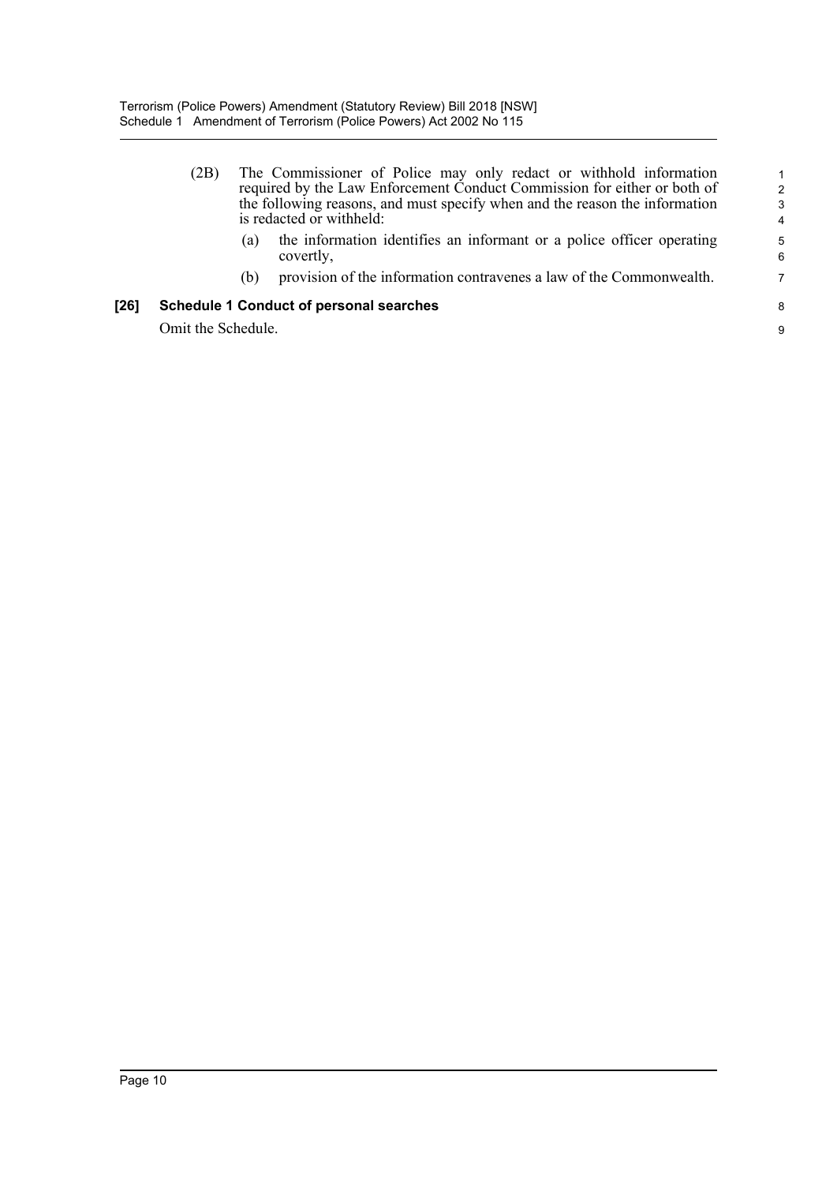(2B) The Commissioner of Police may only redact or withhold information required by the Law Enforcement Conduct Commission for either or both of the following reasons, and must specify when and the reason the information is redacted or withheld:

(a) the information identifies an informant or a police officer operating covertly,

(b) provision of the information contravenes a law of the Commonwealth.

**[26] Schedule 1 Conduct of personal searches**

Omit the Schedule.